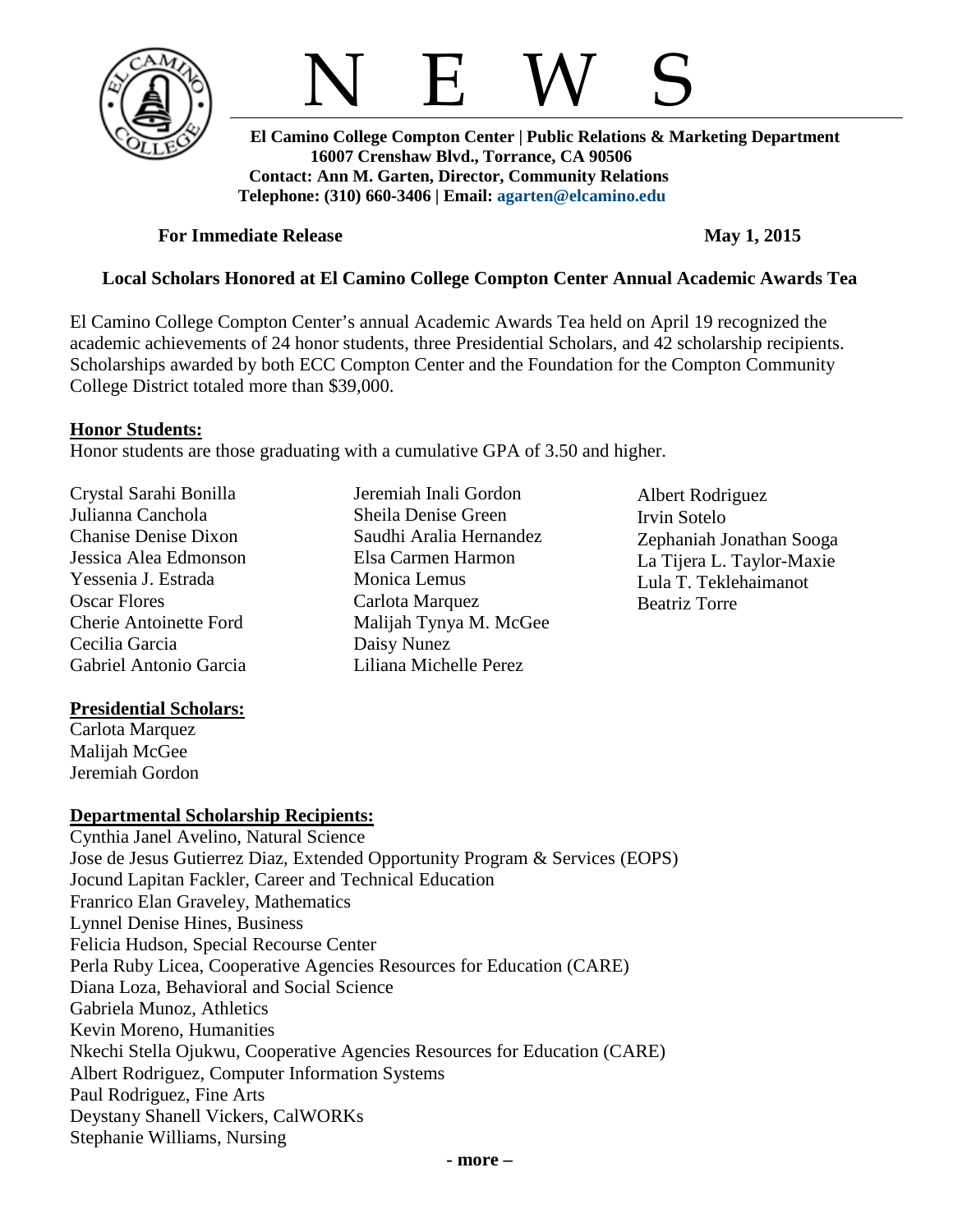# N E W S

**El Camino College Compton Center | Public Relations & Marketing Department**
**16007 Crenshaw Blvd., Torrance, CA 90506**
**Contact: Ann M. Garten, Director, Community Relations**
**Telephone: (310) 660-3406 | Email: agarten@elcamino.edu**

**For Immediate Release** **May 1, 2015**

## Local Scholars Honored at El Camino College Compton Center Annual Academic Awards Tea

El Camino College Compton Center's annual Academic Awards Tea held on April 19 recognized the academic achievements of 24 honor students, three Presidential Scholars, and 42 scholarship recipients. Scholarships awarded by both ECC Compton Center and the Foundation for the Compton Community College District totaled more than $39,000.

**Honor Students:**

Honor students are those graduating with a cumulative GPA of 3.50 and higher.

Crystal Sarahi Bonilla
Julianna Canchola
Chanise Denise Dixon
Jessica Alea Edmonson
Yessenia J. Estrada
Oscar Flores
Cherie Antoinette Ford
Cecilia Garcia
Gabriel Antonio Garcia
Jeremiah Inali Gordon
Sheila Denise Green
Saudhi Aralia Hernandez
Elsa Carmen Harmon
Monica Lemus
Carlota Marquez
Malijah Tynya M. McGee
Daisy Nunez
Liliana Michelle Perez
Albert Rodriguez
Irvin Sotelo
Zephaniah Jonathan Sooga
La Tijera L. Taylor-Maxie
Lula T. Teklehaimanot
Beatriz Torre

**Presidential Scholars:**

Carlota Marquez
Malijah McGee
Jeremiah Gordon

**Departmental Scholarship Recipients:**

Cynthia Janel Avelino, Natural Science
Jose de Jesus Gutierrez Diaz, Extended Opportunity Program & Services (EOPS)
Jocund Lapitan Fackler, Career and Technical Education
Franrico Elan Graveley, Mathematics
Lynnel Denise Hines, Business
Felicia Hudson, Special Recourse Center
Perla Ruby Licea, Cooperative Agencies Resources for Education (CARE)
Diana Loza, Behavioral and Social Science
Gabriela Munoz, Athletics
Kevin Moreno, Humanities
Nkechi Stella Ojukwu, Cooperative Agencies Resources for Education (CARE)
Albert Rodriguez, Computer Information Systems
Paul Rodriguez, Fine Arts
Deystany Shanell Vickers, CalWORKs
Stephanie Williams, Nursing

- more –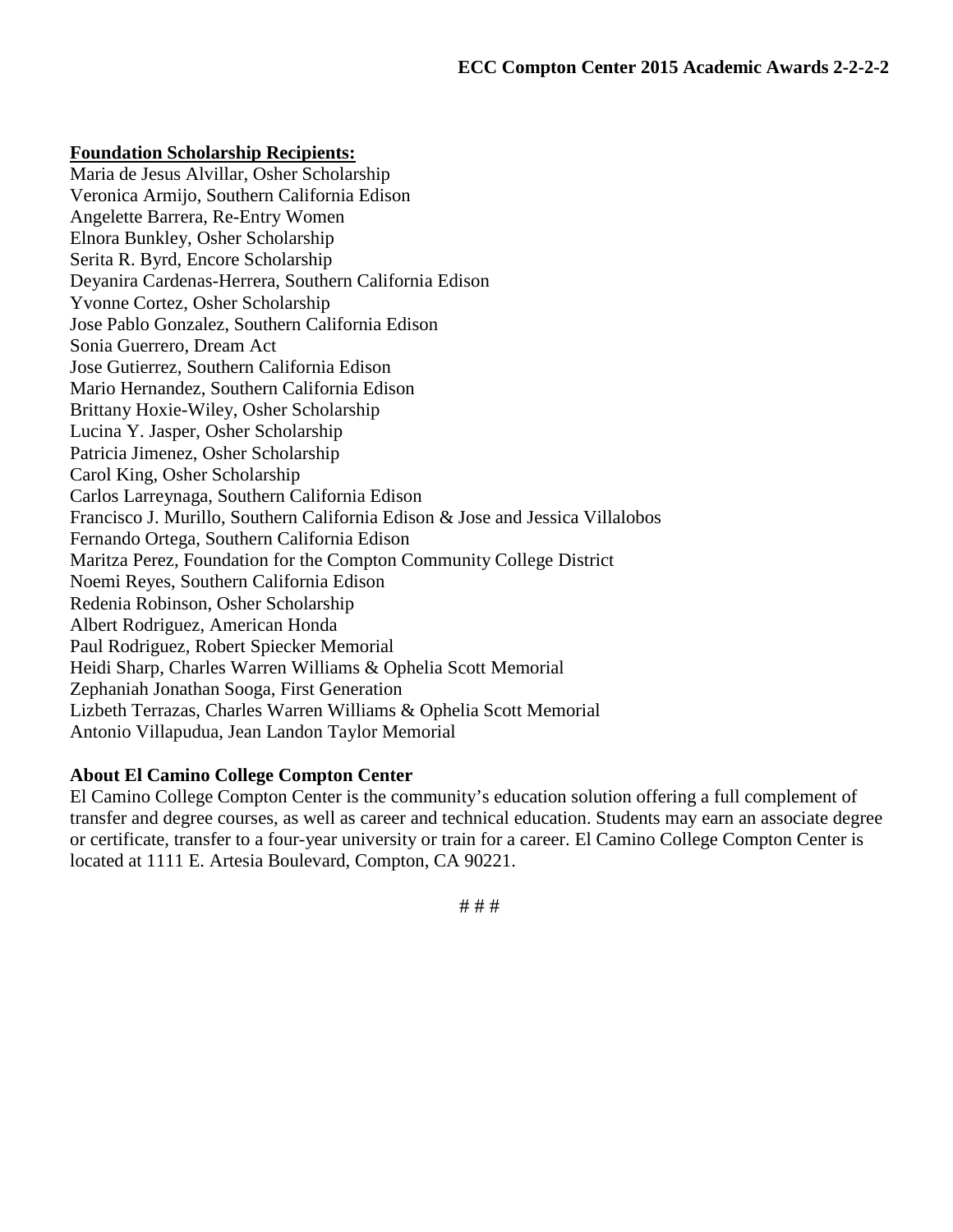**Foundation Scholarship Recipients:**

Maria de Jesus Alvillar, Osher Scholarship
Veronica Armijo, Southern California Edison
Angelette Barrera, Re-Entry Women
Elnora Bunkley, Osher Scholarship
Serita R. Byrd, Encore Scholarship
Deyanira Cardenas-Herrera, Southern California Edison
Yvonne Cortez, Osher Scholarship
Jose Pablo Gonzalez, Southern California Edison
Sonia Guerrero, Dream Act
Jose Gutierrez, Southern California Edison
Mario Hernandez, Southern California Edison
Brittany Hoxie-Wiley, Osher Scholarship
Lucina Y. Jasper, Osher Scholarship
Patricia Jimenez, Osher Scholarship
Carol King, Osher Scholarship
Carlos Larreynaga, Southern California Edison
Francisco J. Murillo, Southern California Edison & Jose and Jessica Villalobos
Fernando Ortega, Southern California Edison
Maritza Perez, Foundation for the Compton Community College District
Noemi Reyes, Southern California Edison
Redenia Robinson, Osher Scholarship
Albert Rodriguez, American Honda
Paul Rodriguez, Robert Spiecker Memorial
Heidi Sharp, Charles Warren Williams & Ophelia Scott Memorial
Zephaniah Jonathan Sooga, First Generation
Lizbeth Terrazas, Charles Warren Williams & Ophelia Scott Memorial
Antonio Villapudua, Jean Landon Taylor Memorial

**About El Camino College Compton Center**

El Camino College Compton Center is the community's education solution offering a full complement of transfer and degree courses, as well as career and technical education. Students may earn an associate degree or certificate, transfer to a four-year university or train for a career. El Camino College Compton Center is located at 1111 E. Artesia Boulevard, Compton, CA 90221.

# # #